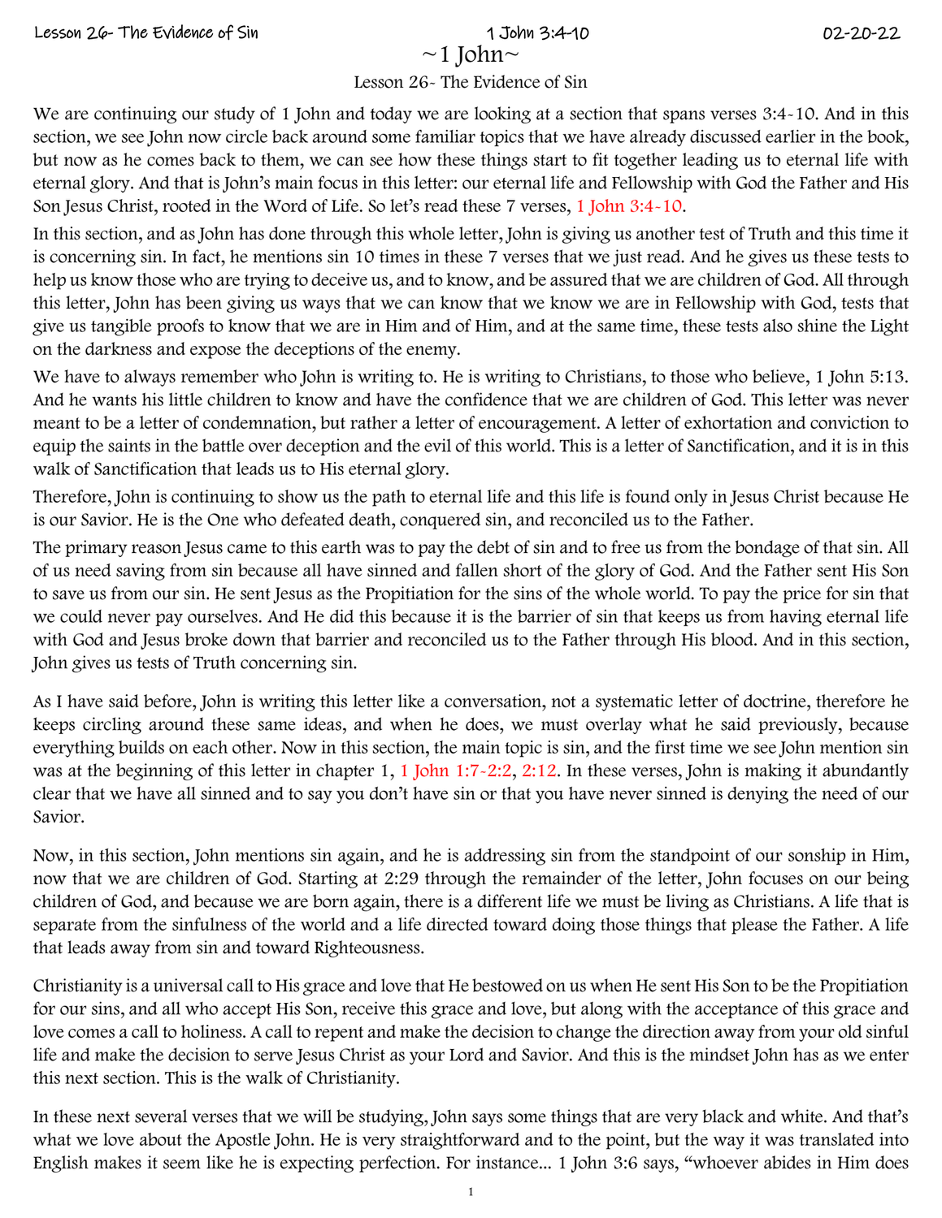# ~1 John~

## Lesson 26- The Evidence of Sin

We are continuing our study of 1 John and today we are looking at a section that spans verses 3:4-10. And in this section, we see John now circle back around some familiar topics that we have already discussed earlier in the book, but now as he comes back to them, we can see how these things start to fit together leading us to eternal life with eternal glory. And that is John's main focus in this letter: our eternal life and Fellowship with God the Father and His Son Jesus Christ, rooted in the Word of Life. So let's read these 7 verses, 1 John 3:4-10.

In this section, and as John has done through this whole letter, John is giving us another test of Truth and this time it is concerning sin. In fact, he mentions sin 10 times in these 7 verses that we just read. And he gives us these tests to help us know those who are trying to deceive us, and to know, and be assured that we are children of God. All through this letter, John has been giving us ways that we can know that we know we are in Fellowship with God, tests that give us tangible proofs to know that we are in Him and of Him, and at the same time, these tests also shine the Light on the darkness and expose the deceptions of the enemy.

We have to always remember who John is writing to. He is writing to Christians, to those who believe, 1 John 5:13. And he wants his little children to know and have the confidence that we are children of God. This letter was never meant to be a letter of condemnation, but rather a letter of encouragement. A letter of exhortation and conviction to equip the saints in the battle over deception and the evil of this world. This is a letter of Sanctification, and it is in this walk of Sanctification that leads us to His eternal glory.

Therefore, John is continuing to show us the path to eternal life and this life is found only in Jesus Christ because He is our Savior. He is the One who defeated death, conquered sin, and reconciled us to the Father.

The primary reason Jesus came to this earth was to pay the debt of sin and to free us from the bondage of that sin. All of us need saving from sin because all have sinned and fallen short of the glory of God. And the Father sent His Son to save us from our sin. He sent Jesus as the Propitiation for the sins of the whole world. To pay the price for sin that we could never pay ourselves. And He did this because it is the barrier of sin that keeps us from having eternal life with God and Jesus broke down that barrier and reconciled us to the Father through His blood. And in this section, John gives us tests of Truth concerning sin.

As I have said before, John is writing this letter like a conversation, not a systematic letter of doctrine, therefore he keeps circling around these same ideas, and when he does, we must overlay what he said previously, because everything builds on each other. Now in this section, the main topic is sin, and the first time we see John mention sin was at the beginning of this letter in chapter 1, 1 John 1:7-2:2, 2:12. In these verses, John is making it abundantly clear that we have all sinned and to say you don't have sin or that you have never sinned is denying the need of our Savior.

Now, in this section, John mentions sin again, and he is addressing sin from the standpoint of our sonship in Him, now that we are children of God. Starting at 2:29 through the remainder of the letter, John focuses on our being children of God, and because we are born again, there is a different life we must be living as Christians. A life that is separate from the sinfulness of the world and a life directed toward doing those things that please the Father. A life that leads away from sin and toward Righteousness.

Christianity is a universal call to His grace and love that He bestowed on us when He sent His Son to be the Propitiation for our sins, and all who accept His Son, receive this grace and love, but along with the acceptance of this grace and love comes a call to holiness. A call to repent and make the decision to change the direction away from your old sinful life and make the decision to serve Jesus Christ as your Lord and Savior. And this is the mindset John has as we enter this next section. This is the walk of Christianity.

In these next several verses that we will be studying, John says some things that are very black and white. And that's what we love about the Apostle John. He is very straightforward and to the point, but the way it was translated into English makes it seem like he is expecting perfection. For instance... 1 John 3:6 says, "whoever abides in Him does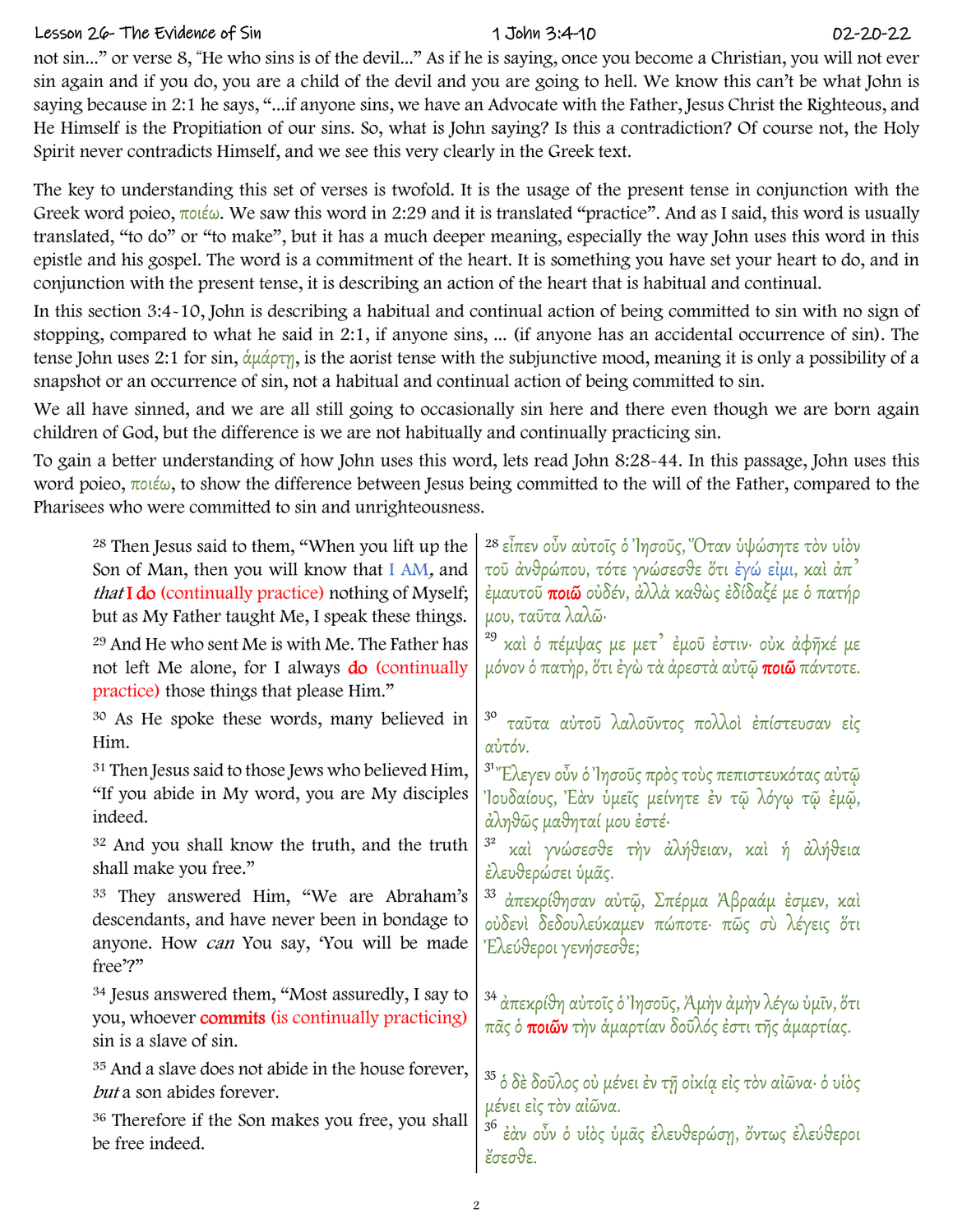not sin..." or verse 8, "He who sins is of the devil..." As if he is saying, once you become a Christian, you will not ever sin again and if you do, you are a child of the devil and you are going to hell. We know this can't be what John is saying because in 2:1 he says, "...if anyone sins, we have an Advocate with the Father, Jesus Christ the Righteous, and He Himself is the Propitiation of our sins. So, what is John saying? Is this a contradiction? Of course not, the Holy Spirit never contradicts Himself, and we see this very clearly in the Greek text.

The key to understanding this set of verses is twofold. It is the usage of the present tense in conjunction with the Greek word poieo, ποιέω. We saw this word in 2:29 and it is translated "practice". And as I said, this word is usually translated, "to do" or "to make", but it has a much deeper meaning, especially the way John uses this word in this epistle and his gospel. The word is a commitment of the heart. It is something you have set your heart to do, and in conjunction with the present tense, it is describing an action of the heart that is habitual and continual.

In this section 3:4-10, John is describing a habitual and continual action of being committed to sin with no sign of stopping, compared to what he said in 2:1, if anyone sins, ... (if anyone has an accidental occurrence of sin). The tense John uses 2:1 for sin, ἁμάρτῃ, is the aorist tense with the subjunctive mood, meaning it is only a possibility of a snapshot or an occurrence of sin, not a habitual and continual action of being committed to sin.

We all have sinned, and we are all still going to occasionally sin here and there even though we are born again children of God, but the difference is we are not habitually and continually practicing sin.

To gain a better understanding of how John uses this word, lets read John 8:28-44. In this passage, John uses this word poieo, ποιέω, to show the difference between Jesus being committed to the will of the Father, compared to the Pharisees who were committed to sin and unrighteousness.

| | |
|---|---|
| [28] Then Jesus said to them, "When you lift up the Son of Man, then you will know that I AM, and *that* **I do** (continually practice) nothing of Myself; but as My Father taught Me, I speak these things. | [28] εἶπεν οὖν αὐτοῖς ὁ Ἰησοῦς, Ὅταν ὑψώσητε τὸν υἱὸν τοῦ ἀνθρώπου, τότε γνώσεσθε ὅτι ἐγώ εἰμι, καὶ ἀπ᾽ ἐμαυτοῦ **ποιῶ** οὐδέν, ἀλλὰ καθὼς ἐδίδαξέ με ὁ πατήρ μου, ταῦτα λαλῶ· |
| [29] And He who sent Me is with Me. The Father has not left Me alone, for I always **do** (continually practice) those things that please Him." | [29] καὶ ὁ πέμψας με μετ᾽ ἐμοῦ ἐστιν· οὐκ ἀφῆκέ με μόνον ὁ πατήρ, ὅτι ἐγὼ τὰ ἀρεστὰ αὐτῷ **ποιῶ** πάντοτε. |
| [30] As He spoke these words, many believed in Him. | [30] ταῦτα αὐτοῦ λαλοῦντος πολλοὶ ἐπίστευσαν εἰς αὐτόν. |
| [31] Then Jesus said to those Jews who believed Him, "If you abide in My word, you are My disciples indeed. | [31] Ἔλεγεν οὖν ὁ Ἰησοῦς πρὸς τοὺς πεπιστευκότας αὐτῷ Ἰουδαίους, Ἐὰν ὑμεῖς μείνητε ἐν τῷ λόγῳ τῷ ἐμῷ, ἀληθῶς μαθηταί μου ἐστέ· |
| [32] And you shall know the truth, and the truth shall make you free." | [32] καὶ γνώσεσθε τὴν ἀλήθειαν, καὶ ἡ ἀλήθεια ἐλευθερώσει ὑμᾶς. |
| [33] They answered Him, "We are Abraham's descendants, and have never been in bondage to anyone. How *can* You say, 'You will be made free'?" | [33] ἀπεκρίθησαν αὐτῷ, Σπέρμα Ἀβραάμ ἐσμεν, καὶ οὐδενὶ δεδουλεύκαμεν πώποτε· πῶς σὺ λέγεις ὅτι Ἐλεύθεροι γενήσεσθε; |
| [34] Jesus answered them, "Most assuredly, I say to you, whoever **commits** (is continually practicing) sin is a slave of sin. | [34] ἀπεκρίθη αὐτοῖς ὁ Ἰησοῦς, Ἀμὴν ἀμὴν λέγω ὑμῖν, ὅτι πᾶς ὁ **ποιῶν** τὴν ἁμαρτίαν δοῦλός ἐστι τῆς ἁμαρτίας. |
| [35] And a slave does not abide in the house forever, *but* a son abides forever. | [35] ὁ δὲ δοῦλος οὐ μένει ἐν τῇ οἰκίᾳ εἰς τὸν αἰῶνα· ὁ υἱὸς μένει εἰς τὸν αἰῶνα. |
| [36] Therefore if the Son makes you free, you shall be free indeed. | [36] ἐὰν οὖν ὁ υἱὸς ὑμᾶς ἐλευθερώσῃ, ὄντως ἐλεύθεροι ἔσεσθε. |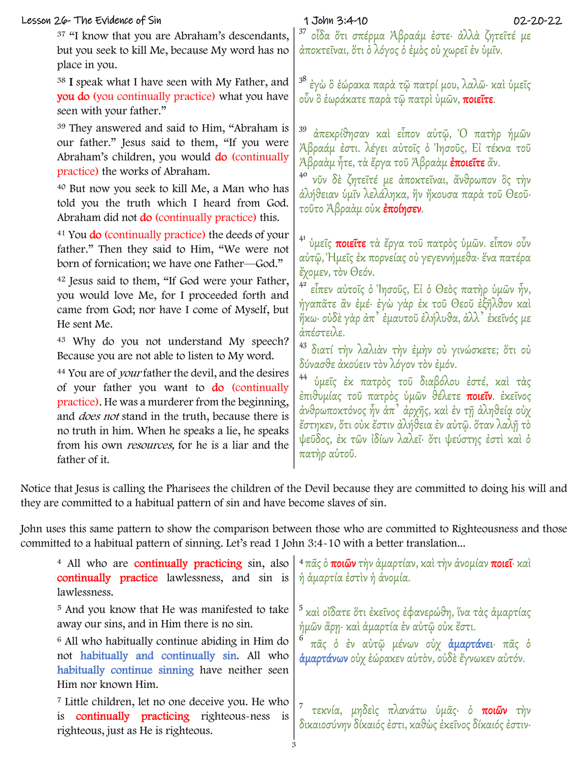| | |
|---|---|
| [37] "I know that you are Abraham's descendants, but you seek to kill Me, because My word has no place in you. | [37] οἶδα ὅτι σπέρμα Ἀβραάμ ἐστε· ἀλλὰ ζητεῖτέ με ἀποκτεῖναι, ὅτι ὁ λόγος ὁ ἐμὸς οὐ χωρεῖ ἐν ὑμῖν. |
| [38] I speak what I have seen with My Father, and **you do (you continually practice)** what you have seen with your father." | [38] ἐγὼ ὃ ἑώρακα παρὰ τῷ πατρί μου, λαλῶ· καὶ ὑμεῖς οὖν ὃ ἑωράκατε παρὰ τῷ πατρὶ ὑμῶν, **ποιεῖτε**. |
| [39] They answered and said to Him, "Abraham is our father." Jesus said to them, "If you were Abraham's children, you would **do (continually practice)** the works of Abraham. | [39] ἀπεκρίθησαν καὶ εἶπον αὐτῷ, Ὁ πατὴρ ἡμῶν Ἀβραάμ ἐστι. λέγει αὐτοῖς ὁ Ἰησοῦς, Εἰ τέκνα τοῦ Ἀβραὰμ ἦτε, τὰ ἔργα τοῦ Ἀβραὰμ **ἐποιεῖτε** ἄν. |
| [40] But now you seek to kill Me, a Man who has told you the truth which I heard from God. Abraham did not **do (continually practice)** this. | [40] νῦν δὲ ζητεῖτέ με ἀποκτεῖναι, ἄνθρωπον ὃς τὴν ἀλήθειαν ὑμῖν λελάληκα, ἣν ἤκουσα παρὰ τοῦ Θεοῦ· τοῦτο Ἀβραὰμ οὐκ **ἐποίησεν**. |
| [41] You **do (continually practice)** the deeds of your father." Then they said to Him, "We were not born of fornication; we have one Father—God." | [41] ὑμεῖς **ποιεῖτε** τὰ ἔργα τοῦ πατρὸς ὑμῶν. εἶπον οὖν αὐτῷ, Ἡμεῖς ἐκ πορνείας οὐ γεγεννήμεθα· ἕνα πατέρα ἔχομεν, τὸν Θεόν. |
| [42] Jesus said to them, "If God were your Father, you would love Me, for I proceeded forth and came from God; nor have I come of Myself, but He sent Me. | [42] εἶπεν αὐτοῖς ὁ Ἰησοῦς, Εἰ ὁ Θεὸς πατὴρ ὑμῶν ἦν, ἠγαπᾶτε ἂν ἐμέ· ἐγὼ γὰρ ἐκ τοῦ Θεοῦ ἐξῆλθον καὶ ἥκω· οὐδὲ γὰρ ἀπ᾿ ἐμαυτοῦ ἐλήλυθα, ἀλλ᾿ ἐκεῖνός με ἀπέστειλε. |
| [43] Why do you not understand My speech? Because you are not able to listen to My word. | [43] διατί τὴν λαλιὰν τὴν ἐμὴν οὐ γινώσκετε; ὅτι οὐ δύνασθε ἀκούειν τὸν λόγον τὸν ἐμόν. |
| [44] You are of *your* father the devil, and the desires of your father you want to **do (continually practice)**. He was a murderer from the beginning, and *does not* stand in the truth, because there is no truth in him. When he speaks a lie, he speaks from his own *resources,* for he is a liar and the father of it. | [44] ὑμεῖς ἐκ πατρὸς τοῦ διαβόλου ἐστέ, καὶ τὰς ἐπιθυμίας τοῦ πατρὸς ὑμῶν θέλετε **ποιεῖν**. ἐκεῖνος ἀνθρωποκτόνος ἦν ἀπ᾿ ἀρχῆς, καὶ ἐν τῇ ἀληθείᾳ οὐχ ἕστηκεν, ὅτι οὐκ ἔστιν ἀλήθεια ἐν αὐτῷ. ὅταν λαλῇ τὸ ψεῦδος, ἐκ τῶν ἰδίων λαλεῖ· ὅτι ψεύστης ἐστὶ καὶ ὁ πατὴρ αὐτοῦ. |

Notice that Jesus is calling the Pharisees the children of the Devil because they are committed to doing his will and they are committed to a habitual pattern of sin and have become slaves of sin.

John uses this same pattern to show the comparison between those who are committed to Righteousness and those committed to a habitual pattern of sinning. Let's read 1 John 3:4-10 with a better translation...

| | |
|---|---|
| [4] All who are **continually practicing** sin, also **continually practice** lawlessness, and sin is lawlessness. | [4] πᾶς ὁ **ποιῶν** τὴν ἁμαρτίαν, καὶ τὴν ἀνομίαν **ποιεῖ**· καὶ ἡ ἁμαρτία ἐστὶν ἡ ἀνομία. |
| [5] And you know that He was manifested to take away our sins, and in Him there is no sin. | [5] καὶ οἴδατε ὅτι ἐκεῖνος ἐφανερώθη, ἵνα τὰς ἁμαρτίας ἡμῶν ἄρῃ· καὶ ἁμαρτία ἐν αὐτῷ οὐκ ἔστι. |
| [6] All who habitually continue abiding in Him do not **habitually and continually sin**. All who **habitually continue sinning** have neither seen Him nor known Him. | [6] πᾶς ὁ ἐν αὐτῷ μένων οὐχ **ἁμαρτάνει**· πᾶς ὁ **ἁμαρτάνων** οὐχ ἑώρακεν αὐτὸν, οὐδὲ ἔγνωκεν αὐτόν. |
| [7] Little children, let no one deceive you. He who is **continually practicing** righteous-ness is righteous, just as He is righteous. | [7] τεκνία, μηδεὶς πλανάτω ὑμᾶς· ὁ **ποιῶν** τὴν δικαιοσύνην δίκαιός ἐστι, καθὼς ἐκεῖνος δίκαιός ἐστιν· |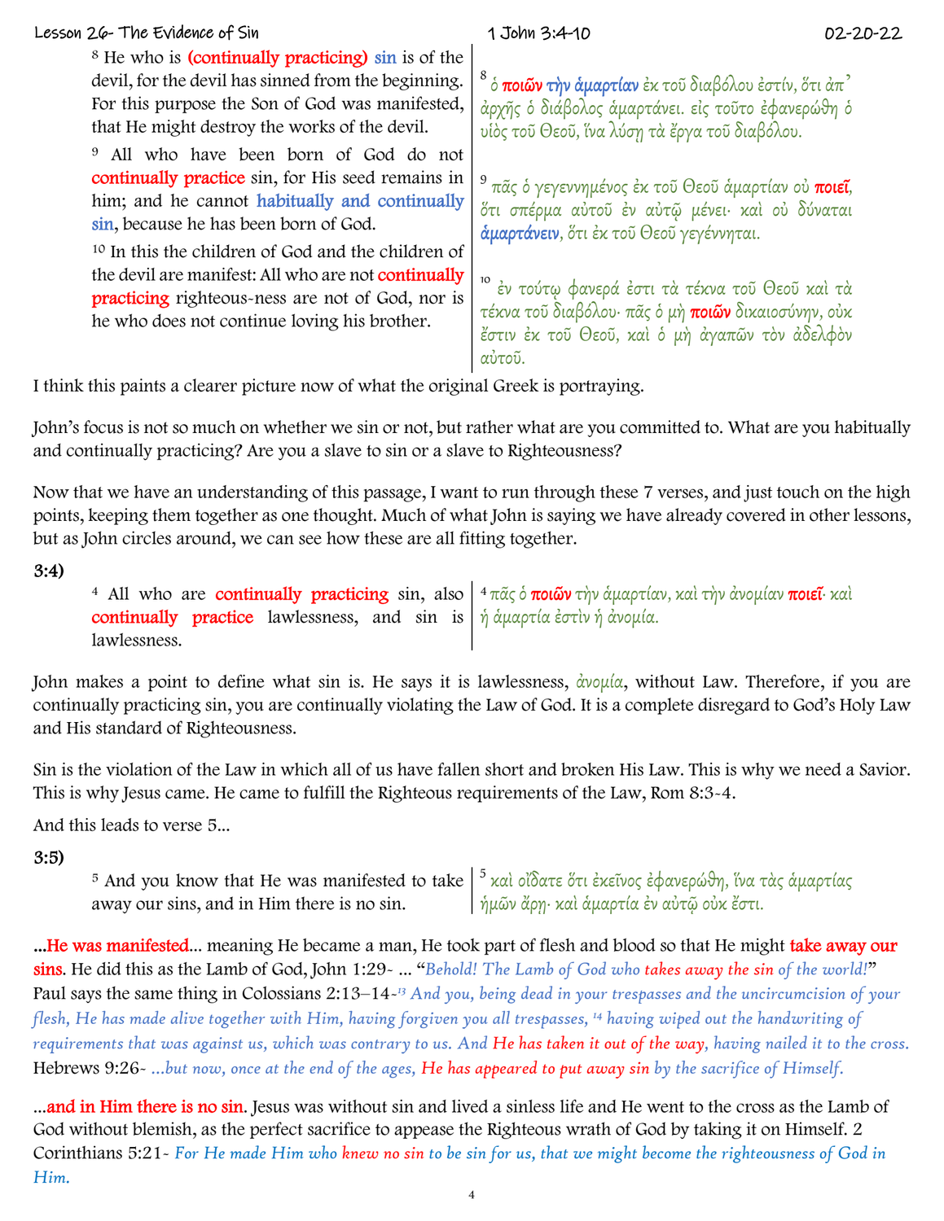[8] He who is **(continually practicing)** **sin** is of the devil, for the devil has sinned from the beginning. For this purpose the Son of God was manifested, that He might destroy the works of the devil.

[8] ὁ **ποιῶν τὴν ἁμαρτίαν** ἐκ τοῦ διαβόλου ἐστίν, ὅτι ἀπ᾽ ἀρχῆς ὁ διάβολος ἁμαρτάνει. εἰς τοῦτο ἐφανερώθη ὁ υἱὸς τοῦ Θεοῦ, ἵνα λύσῃ τὰ ἔργα τοῦ διαβόλου.

[9] All who have been born of God do not **continually practice** sin, for His seed remains in him; and he cannot **habitually and continually sin**, because he has been born of God.

[9] πᾶς ὁ γεγεννημένος ἐκ τοῦ Θεοῦ ἁμαρτίαν οὐ **ποιεῖ**, ὅτι σπέρμα αὐτοῦ ἐν αὐτῷ μένει· καὶ οὐ δύναται **ἁμαρτάνειν**, ὅτι ἐκ τοῦ Θεοῦ γεγέννηται.

[10] In this the children of God and the children of the devil are manifest: All who are not **continually practicing** righteous-ness are not of God, nor is he who does not continue loving his brother.

[10] ἐν τούτῳ φανερά ἐστι τὰ τέκνα τοῦ Θεοῦ καὶ τὰ τέκνα τοῦ διαβόλου· πᾶς ὁ μὴ **ποιῶν** δικαιοσύνην, οὐκ ἔστιν ἐκ τοῦ Θεοῦ, καὶ ὁ μὴ ἀγαπῶν τὸν ἀδελφὸν αὐτοῦ.

I think this paints a clearer picture now of what the original Greek is portraying.

John's focus is not so much on whether we sin or not, but rather what are you committed to. What are you habitually and continually practicing? Are you a slave to sin or a slave to Righteousness?

Now that we have an understanding of this passage, I want to run through these 7 verses, and just touch on the high points, keeping them together as one thought. Much of what John is saying we have already covered in other lessons, but as John circles around, we can see how these are all fitting together.

**3:4)**

[4] All who are **continually practicing** sin, also **continually practice** lawlessness, and sin is lawlessness.

[4] πᾶς ὁ **ποιῶν** τὴν ἁμαρτίαν, καὶ τὴν ἀνομίαν **ποιεῖ**· καὶ ἡ ἁμαρτία ἐστὶν ἡ ἀνομία.

John makes a point to define what sin is. He says it is lawlessness, ἀνομία, without Law. Therefore, if you are continually practicing sin, you are continually violating the Law of God. It is a complete disregard to God's Holy Law and His standard of Righteousness.

Sin is the violation of the Law in which all of us have fallen short and broken His Law. This is why we need a Savior. This is why Jesus came. He came to fulfill the Righteous requirements of the Law, Rom 8:3-4.

And this leads to verse 5…

**3:5)**

[5] And you know that He was manifested to take away our sins, and in Him there is no sin.

[5] καὶ οἴδατε ὅτι ἐκεῖνος ἐφανερώθη, ἵνα τὰς ἁμαρτίας ἡμῶν ἄρῃ· καὶ ἁμαρτία ἐν αὐτῷ οὐκ ἔστι.

**…He was manifested**… meaning He became a man, He took part of flesh and blood so that He might **take away our sins**. He did this as the Lamb of God, John 1:29- … "*Behold! The Lamb of God who takes away the sin of the world!*" Paul says the same thing in Colossians 2:13–14- *[13] And you, being dead in your trespasses and the uncircumcision of your flesh, He has made alive together with Him, having forgiven you all trespasses, [14] having wiped out the handwriting of requirements that was against us, which was contrary to us. And He has taken it out of the way, having nailed it to the cross.* Hebrews 9:26- *…but now, once at the end of the ages, He has appeared to put away sin by the sacrifice of Himself.*

**…and in Him there is no sin**. Jesus was without sin and lived a sinless life and He went to the cross as the Lamb of God without blemish, as the perfect sacrifice to appease the Righteous wrath of God by taking it on Himself. 2 Corinthians 5:21- *For He made Him who knew no sin to be sin for us, that we might become the righteousness of God in Him.*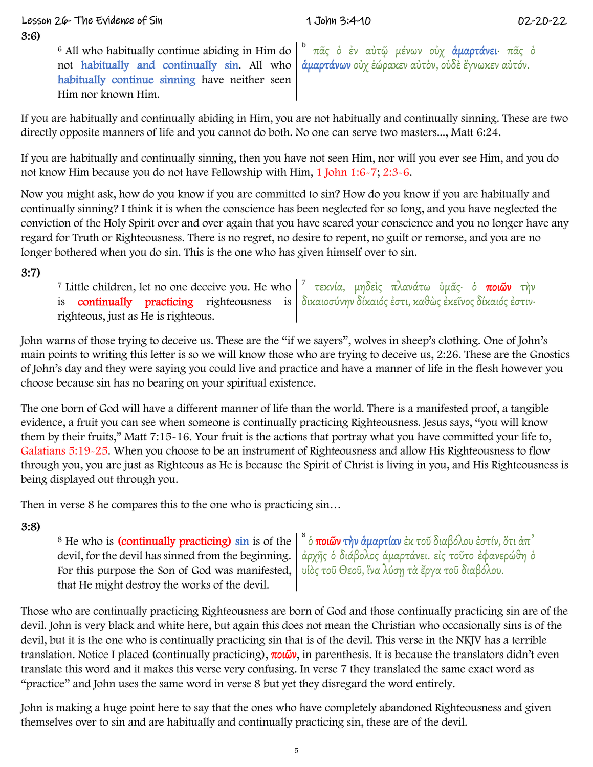**3:6)**

| | |
|---|---|
| [6] All who habitually continue abiding in Him do not habitually and continually sin. All who habitually continue sinning have neither seen Him nor known Him. | [6] πᾶς ὁ ἐν αὐτῷ μένων οὐχ ἁμαρτάνει· πᾶς ὁ ἁμαρτάνων οὐχ ἑώρακεν αὐτὸν, οὐδὲ ἔγνωκεν αὐτόν. |

If you are habitually and continually abiding in Him, you are not habitually and continually sinning. These are two directly opposite manners of life and you cannot do both. No one can serve two masters..., Matt 6:24.

If you are habitually and continually sinning, then you have not seen Him, nor will you ever see Him, and you do not know Him because you do not have Fellowship with Him, 1 John 1:6-7; 2:3-6.

Now you might ask, how do you know if you are committed to sin? How do you know if you are habitually and continually sinning? I think it is when the conscience has been neglected for so long, and you have neglected the conviction of the Holy Spirit over and over again that you have seared your conscience and you no longer have any regard for Truth or Righteousness. There is no regret, no desire to repent, no guilt or remorse, and you are no longer bothered when you do sin. This is the one who has given himself over to sin.

**3:7)**

| | |
|---|---|
| [7] Little children, let no one deceive you. He who is **continually practicing** righteousness is righteous, just as He is righteous. | [7] τεκνία, μηδεὶς πλανάτω ὑμᾶς· ὁ **ποιῶν** τὴν δικαιοσύνην δίκαιός ἐστι, καθὼς ἐκεῖνος δίκαιός ἐστιν· |

John warns of those trying to deceive us. These are the "if we sayers", wolves in sheep's clothing. One of John's main points to writing this letter is so we will know those who are trying to deceive us, 2:26. These are the Gnostics of John's day and they were saying you could live and practice and have a manner of life in the flesh however you choose because sin has no bearing on your spiritual existence.

The one born of God will have a different manner of life than the world. There is a manifested proof, a tangible evidence, a fruit you can see when someone is continually practicing Righteousness. Jesus says, "you will know them by their fruits," Matt 7:15-16. Your fruit is the actions that portray what you have committed your life to, Galatians 5:19-25. When you choose to be an instrument of Righteousness and allow His Righteousness to flow through you, you are just as Righteous as He is because the Spirit of Christ is living in you, and His Righteousness is being displayed out through you.

Then in verse 8 he compares this to the one who is practicing sin…

**3:8)**

| | |
|---|---|
| [8] He who is **(continually practicing)** sin is of the devil, for the devil has sinned from the beginning. For this purpose the Son of God was manifested, that He might destroy the works of the devil. | [8] ὁ **ποιῶν** τὴν ἁμαρτίαν ἐκ τοῦ διαβόλου ἐστίν, ὅτι ἀπ᾽ ἀρχῆς ὁ διάβολος ἁμαρτάνει. εἰς τοῦτο ἐφανερώθη ὁ υἱὸς τοῦ Θεοῦ, ἵνα λύσῃ τὰ ἔργα τοῦ διαβόλου. |

Those who are continually practicing Righteousness are born of God and those continually practicing sin are of the devil. John is very black and white here, but again this does not mean the Christian who occasionally sins is of the devil, but it is the one who is continually practicing sin that is of the devil. This verse in the NKJV has a terrible translation. Notice I placed (continually practicing), **ποιῶν**, in parenthesis. It is because the translators didn't even translate this word and it makes this verse very confusing. In verse 7 they translated the same exact word as "practice" and John uses the same word in verse 8 but yet they disregard the word entirely.

John is making a huge point here to say that the ones who have completely abandoned Righteousness and given themselves over to sin and are habitually and continually practicing sin, these are of the devil.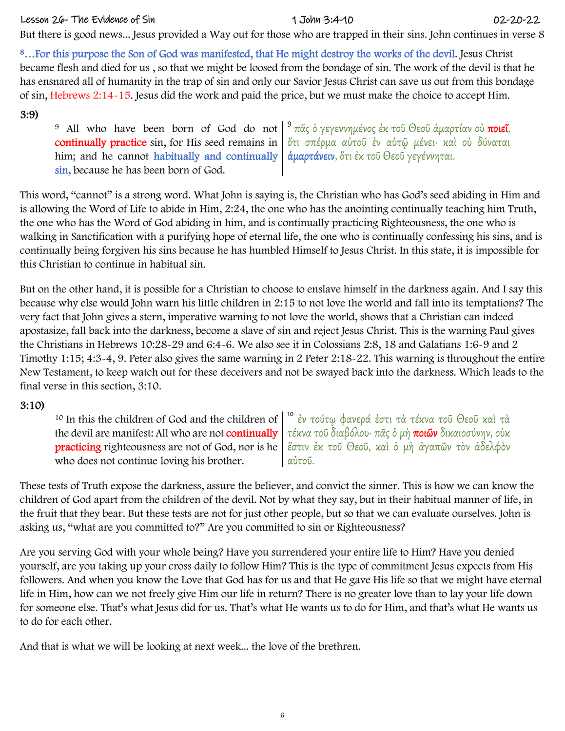But there is good news… Jesus provided a Way out for those who are trapped in their sins. John continues in verse 8

[8]…**For this purpose the Son of God was manifested, that He might destroy the works of the devil.** Jesus Christ became flesh and died for us , so that we might be loosed from the bondage of sin. The work of the devil is that he has ensnared all of humanity in the trap of sin and only our Savior Jesus Christ can save us out from this bondage of sin, Hebrews 2:14-15. Jesus did the work and paid the price, but we must make the choice to accept Him.

**3:9)**

| | |
|---|---|
| [9] All who have been born of God do not **continually practice** sin, for His seed remains in him; and he cannot **habitually and continually sin**, because he has been born of God. | [9] πᾶς ὁ γεγεννημένος ἐκ τοῦ Θεοῦ ἁμαρτίαν οὐ **ποιεῖ**, ὅτι σπέρμα αὐτοῦ ἐν αὐτῷ μένει· καὶ οὐ δύναται **ἁμαρτάνειν**, ὅτι ἐκ τοῦ Θεοῦ γεγέννηται. |

This word, "cannot" is a strong word. What John is saying is, the Christian who has God's seed abiding in Him and is allowing the Word of Life to abide in Him, 2:24, the one who has the anointing continually teaching him Truth, the one who has the Word of God abiding in him, and is continually practicing Righteousness, the one who is walking in Sanctification with a purifying hope of eternal life, the one who is continually confessing his sins, and is continually being forgiven his sins because he has humbled Himself to Jesus Christ. In this state, it is impossible for this Christian to continue in habitual sin.

But on the other hand, it is possible for a Christian to choose to enslave himself in the darkness again. And I say this because why else would John warn his little children in 2:15 to not love the world and fall into its temptations? The very fact that John gives a stern, imperative warning to not love the world, shows that a Christian can indeed apostasize, fall back into the darkness, become a slave of sin and reject Jesus Christ. This is the warning Paul gives the Christians in Hebrews 10:28-29 and 6:4-6. We also see it in Colossians 2:8, 18 and Galatians 1:6-9 and 2 Timothy 1:15; 4:3-4, 9. Peter also gives the same warning in 2 Peter 2:18-22. This warning is throughout the entire New Testament, to keep watch out for these deceivers and not be swayed back into the darkness. Which leads to the final verse in this section, 3:10.

**3:10)**

| | |
|---|---|
| [10] In this the children of God and the children of the devil are manifest: All who are not **continually practicing** righteousness are not of God, nor is he who does not continue loving his brother. | [10] ἐν τούτῳ φανερά ἐστι τὰ τέκνα τοῦ Θεοῦ καὶ τὰ τέκνα τοῦ διαβόλου· πᾶς ὁ μὴ **ποιῶν** δικαιοσύνην, οὐκ ἔστιν ἐκ τοῦ Θεοῦ, καὶ ὁ μὴ ἀγαπῶν τὸν ἀδελφὸν αὐτοῦ. |

These tests of Truth expose the darkness, assure the believer, and convict the sinner. This is how we can know the children of God apart from the children of the devil. Not by what they say, but in their habitual manner of life, in the fruit that they bear. But these tests are not for just other people, but so that we can evaluate ourselves. John is asking us, "what are you committed to?" Are you committed to sin or Righteousness?

Are you serving God with your whole being? Have you surrendered your entire life to Him? Have you denied yourself, are you taking up your cross daily to follow Him? This is the type of commitment Jesus expects from His followers. And when you know the Love that God has for us and that He gave His life so that we might have eternal life in Him, how can we not freely give Him our life in return? There is no greater love than to lay your life down for someone else. That's what Jesus did for us. That's what He wants us to do for Him, and that's what He wants us to do for each other.

And that is what we will be looking at next week… the love of the brethren.